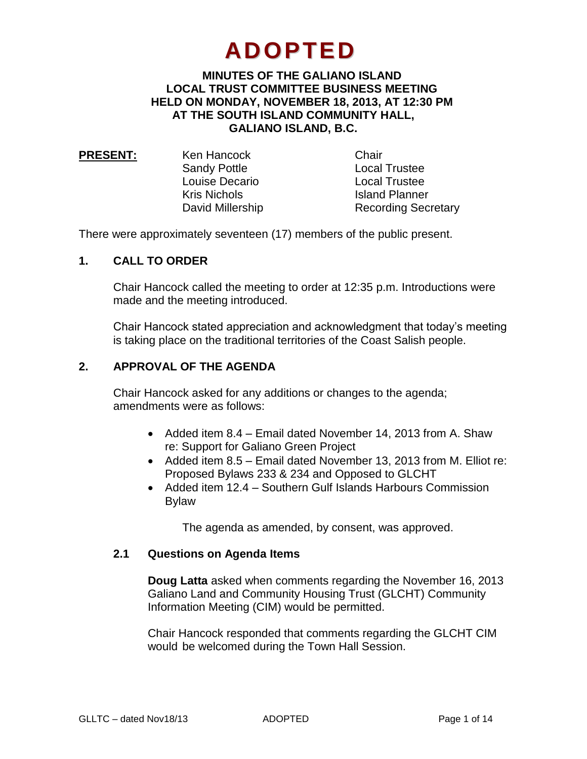# ADOPTED

**MINUTES OF THE GALIANO ISLAND LOCAL TRUST COMMITTEE BUSINESS MEETING HELD ON MONDAY, NOVEMBER 18, 2013, AT 12:30 PM AT THE SOUTH ISLAND COMMUNITY HALL, GALIANO ISLAND, B.C.**

| | | |
|---|---|---|
| **PRESENT:** | Ken Hancock | Chair |
| | Sandy Pottle | Local Trustee |
| | Louise Decario | Local Trustee |
| | Kris Nichols | Island Planner |
| | David Millership | Recording Secretary |

There were approximately seventeen (17) members of the public present.

## 1. CALL TO ORDER

Chair Hancock called the meeting to order at 12:35 p.m. Introductions were made and the meeting introduced.

Chair Hancock stated appreciation and acknowledgment that today's meeting is taking place on the traditional territories of the Coast Salish people.

## 2. APPROVAL OF THE AGENDA

Chair Hancock asked for any additions or changes to the agenda; amendments were as follows:

- Added item 8.4 – Email dated November 14, 2013 from A. Shaw re: Support for Galiano Green Project
- Added item 8.5 – Email dated November 13, 2013 from M. Elliot re: Proposed Bylaws 233 & 234 and Opposed to GLCHT
- Added item 12.4 – Southern Gulf Islands Harbours Commission Bylaw

The agenda as amended, by consent, was approved.

### 2.1 Questions on Agenda Items

**Doug Latta** asked when comments regarding the November 16, 2013 Galiano Land and Community Housing Trust (GLCHT) Community Information Meeting (CIM) would be permitted.

Chair Hancock responded that comments regarding the GLCHT CIM would be welcomed during the Town Hall Session.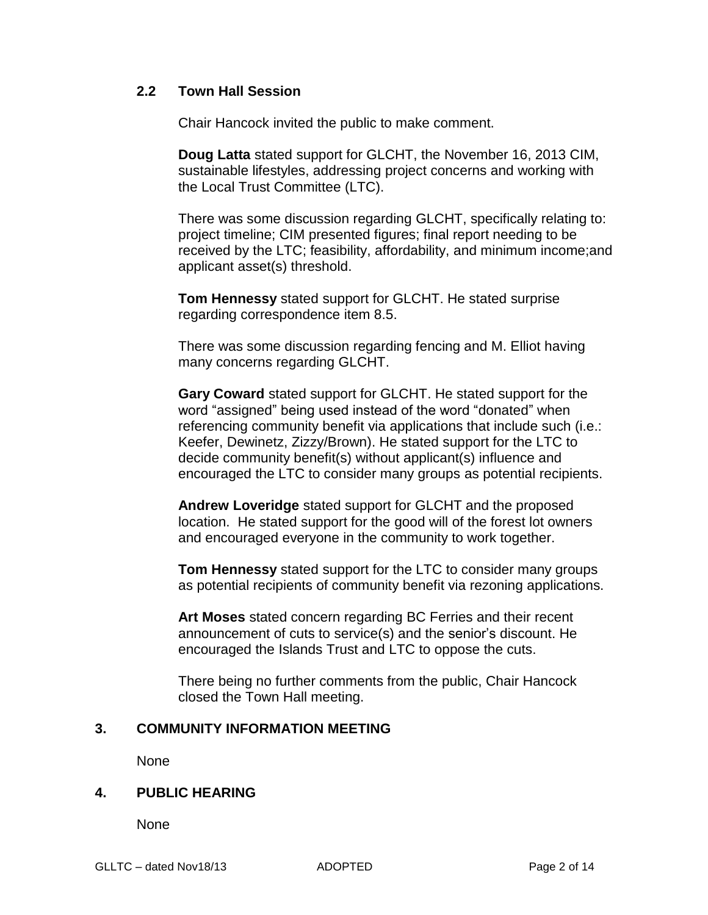### 2.2 Town Hall Session

Chair Hancock invited the public to make comment.

**Doug Latta** stated support for GLCHT, the November 16, 2013 CIM, sustainable lifestyles, addressing project concerns and working with the Local Trust Committee (LTC).

There was some discussion regarding GLCHT, specifically relating to: project timeline; CIM presented figures; final report needing to be received by the LTC; feasibility, affordability, and minimum income;and applicant asset(s) threshold.

**Tom Hennessy** stated support for GLCHT. He stated surprise regarding correspondence item 8.5.

There was some discussion regarding fencing and M. Elliot having many concerns regarding GLCHT.

**Gary Coward** stated support for GLCHT. He stated support for the word "assigned" being used instead of the word "donated" when referencing community benefit via applications that include such (i.e.: Keefer, Dewinetz, Zizzy/Brown). He stated support for the LTC to decide community benefit(s) without applicant(s) influence and encouraged the LTC to consider many groups as potential recipients.

**Andrew Loveridge** stated support for GLCHT and the proposed location. He stated support for the good will of the forest lot owners and encouraged everyone in the community to work together.

**Tom Hennessy** stated support for the LTC to consider many groups as potential recipients of community benefit via rezoning applications.

**Art Moses** stated concern regarding BC Ferries and their recent announcement of cuts to service(s) and the senior's discount. He encouraged the Islands Trust and LTC to oppose the cuts.

There being no further comments from the public, Chair Hancock closed the Town Hall meeting.

## 3. COMMUNITY INFORMATION MEETING

None

## 4. PUBLIC HEARING

None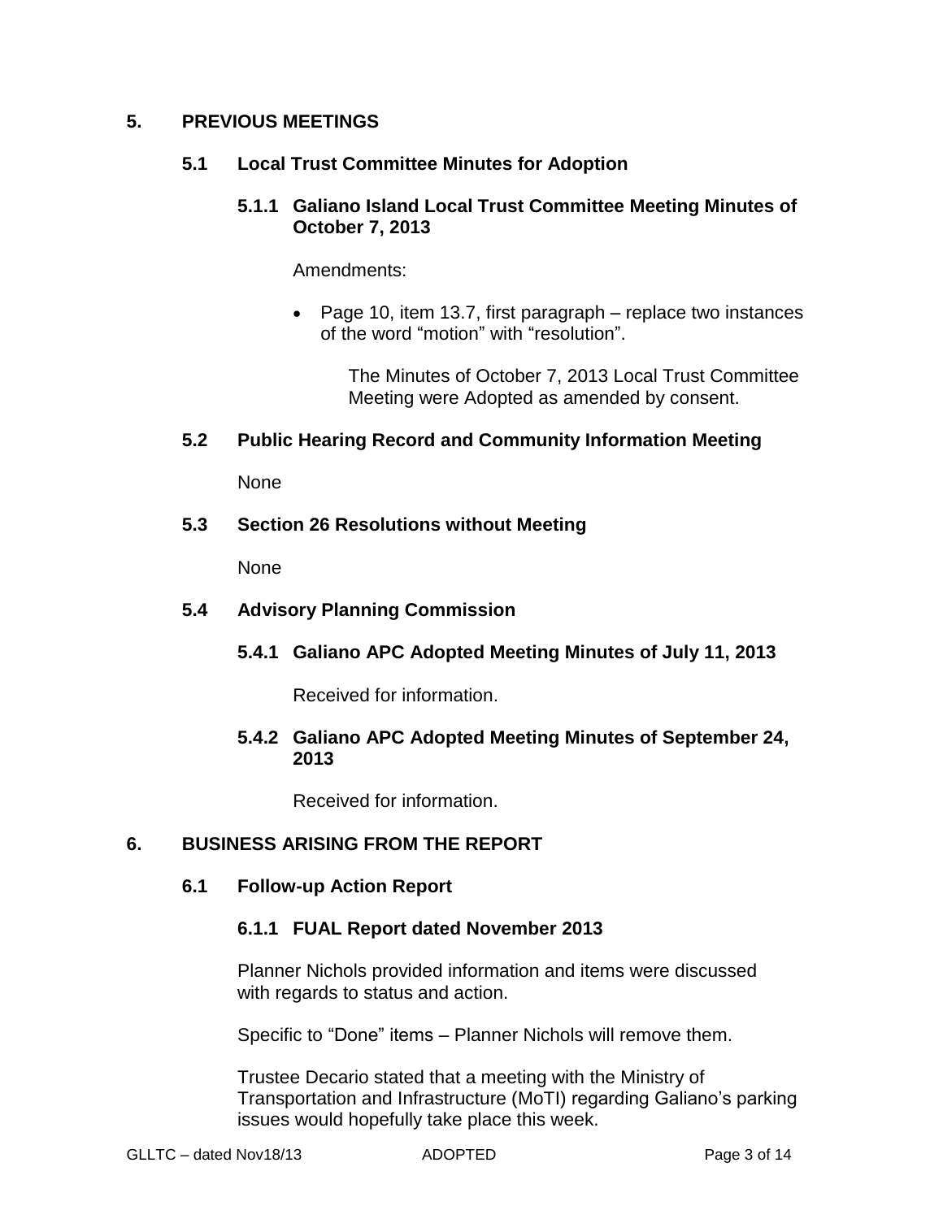## 5. PREVIOUS MEETINGS

### 5.1 Local Trust Committee Minutes for Adoption

#### 5.1.1 Galiano Island Local Trust Committee Meeting Minutes of October 7, 2013

Amendments:

- Page 10, item 13.7, first paragraph – replace two instances of the word "motion" with "resolution".

The Minutes of October 7, 2013 Local Trust Committee Meeting were Adopted as amended by consent.

### 5.2 Public Hearing Record and Community Information Meeting

None

### 5.3 Section 26 Resolutions without Meeting

None

### 5.4 Advisory Planning Commission

#### 5.4.1 Galiano APC Adopted Meeting Minutes of July 11, 2013

Received for information.

#### 5.4.2 Galiano APC Adopted Meeting Minutes of September 24, 2013

Received for information.

## 6. BUSINESS ARISING FROM THE REPORT

### 6.1 Follow-up Action Report

#### 6.1.1 FUAL Report dated November 2013

Planner Nichols provided information and items were discussed with regards to status and action.

Specific to "Done" items – Planner Nichols will remove them.

Trustee Decario stated that a meeting with the Ministry of Transportation and Infrastructure (MoTI) regarding Galiano's parking issues would hopefully take place this week.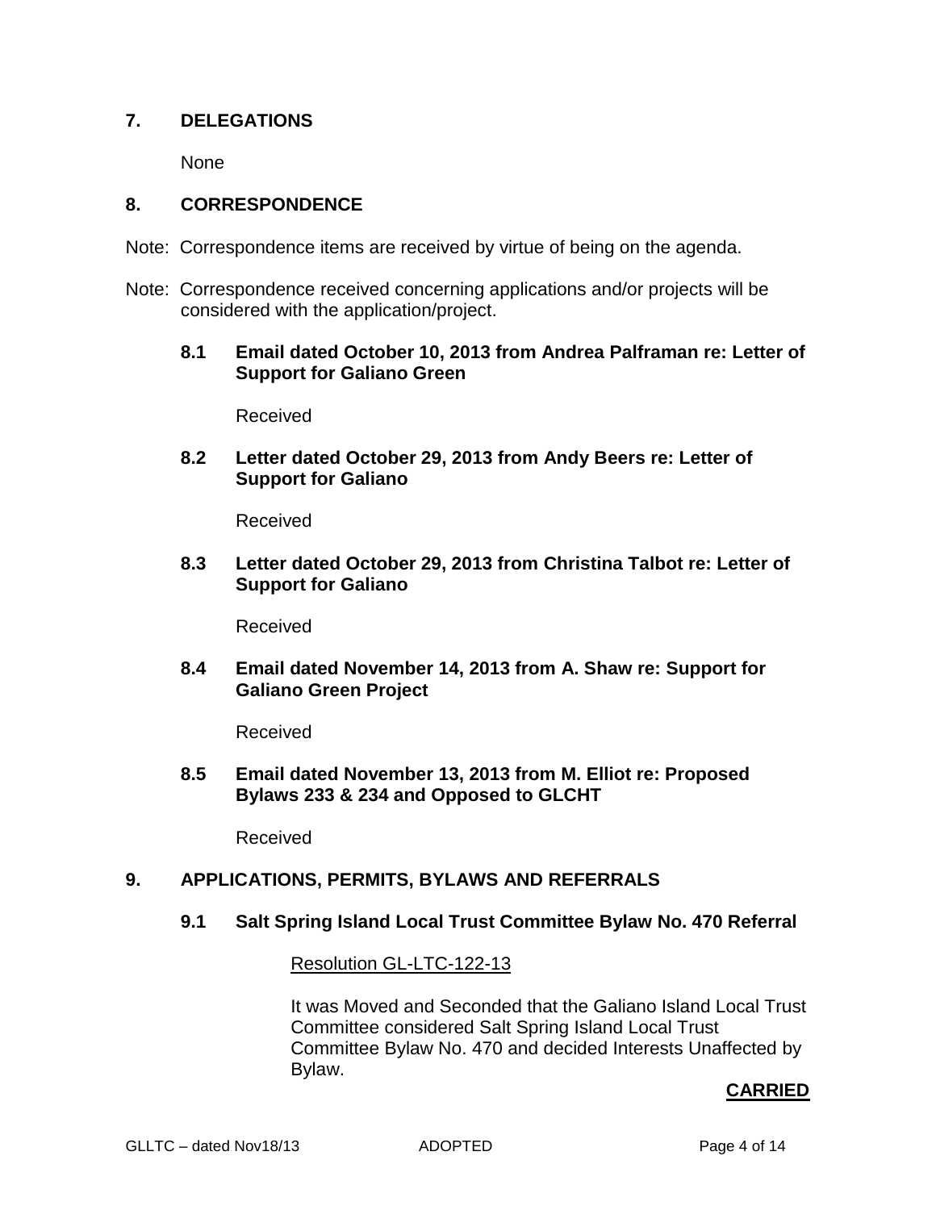## 7. DELEGATIONS

None

## 8. CORRESPONDENCE

Note: Correspondence items are received by virtue of being on the agenda.

Note: Correspondence received concerning applications and/or projects will be considered with the application/project.

### 8.1 Email dated October 10, 2013 from Andrea Palframan re: Letter of Support for Galiano Green

Received

### 8.2 Letter dated October 29, 2013 from Andy Beers re: Letter of Support for Galiano

Received

### 8.3 Letter dated October 29, 2013 from Christina Talbot re: Letter of Support for Galiano

Received

### 8.4 Email dated November 14, 2013 from A. Shaw re: Support for Galiano Green Project

Received

### 8.5 Email dated November 13, 2013 from M. Elliot re: Proposed Bylaws 233 & 234 and Opposed to GLCHT

Received

## 9. APPLICATIONS, PERMITS, BYLAWS AND REFERRALS

### 9.1 Salt Spring Island Local Trust Committee Bylaw No. 470 Referral

Resolution GL-LTC-122-13

It was Moved and Seconded that the Galiano Island Local Trust Committee considered Salt Spring Island Local Trust Committee Bylaw No. 470 and decided Interests Unaffected by Bylaw.

**CARRIED**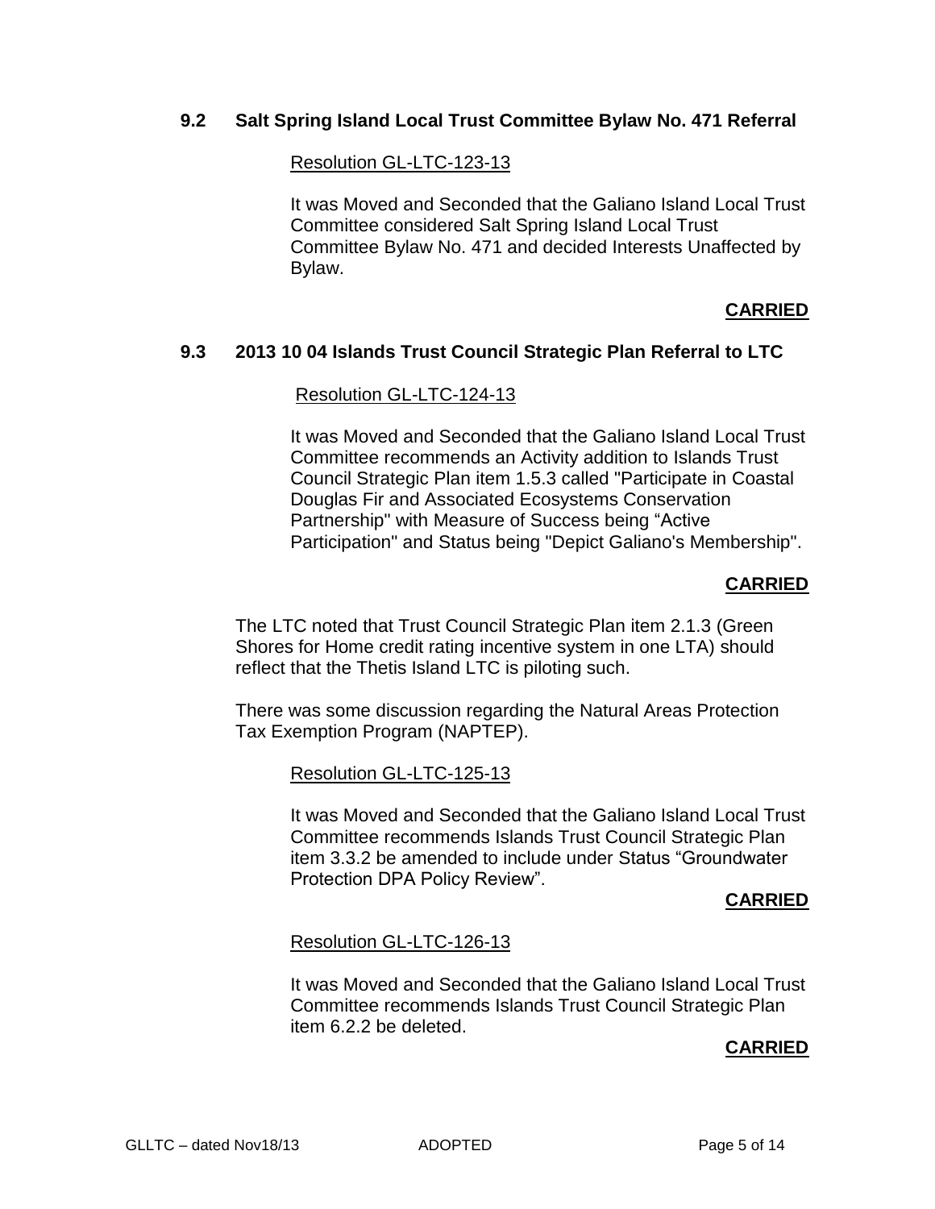### 9.2 Salt Spring Island Local Trust Committee Bylaw No. 471 Referral

Resolution GL-LTC-123-13

It was Moved and Seconded that the Galiano Island Local Trust Committee considered Salt Spring Island Local Trust Committee Bylaw No. 471 and decided Interests Unaffected by Bylaw.

**CARRIED**

### 9.3 2013 10 04 Islands Trust Council Strategic Plan Referral to LTC

Resolution GL-LTC-124-13

It was Moved and Seconded that the Galiano Island Local Trust Committee recommends an Activity addition to Islands Trust Council Strategic Plan item 1.5.3 called "Participate in Coastal Douglas Fir and Associated Ecosystems Conservation Partnership" with Measure of Success being “Active Participation" and Status being "Depict Galiano's Membership".

**CARRIED**

The LTC noted that Trust Council Strategic Plan item 2.1.3 (Green Shores for Home credit rating incentive system in one LTA) should reflect that the Thetis Island LTC is piloting such.

There was some discussion regarding the Natural Areas Protection Tax Exemption Program (NAPTEP).

Resolution GL-LTC-125-13

It was Moved and Seconded that the Galiano Island Local Trust Committee recommends Islands Trust Council Strategic Plan item 3.3.2 be amended to include under Status “Groundwater Protection DPA Policy Review”.

**CARRIED**

Resolution GL-LTC-126-13

It was Moved and Seconded that the Galiano Island Local Trust Committee recommends Islands Trust Council Strategic Plan item 6.2.2 be deleted.

**CARRIED**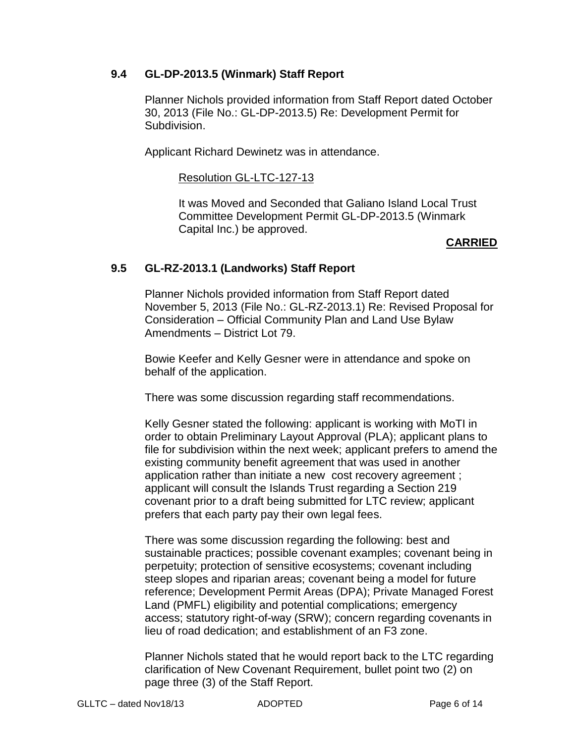### 9.4 GL-DP-2013.5 (Winmark) Staff Report

Planner Nichols provided information from Staff Report dated October 30, 2013 (File No.: GL-DP-2013.5) Re: Development Permit for Subdivision.

Applicant Richard Dewinetz was in attendance.

Resolution GL-LTC-127-13

It was Moved and Seconded that Galiano Island Local Trust Committee Development Permit GL-DP-2013.5 (Winmark Capital Inc.) be approved.

**CARRIED**

### 9.5 GL-RZ-2013.1 (Landworks) Staff Report

Planner Nichols provided information from Staff Report dated November 5, 2013 (File No.: GL-RZ-2013.1) Re: Revised Proposal for Consideration – Official Community Plan and Land Use Bylaw Amendments – District Lot 79.

Bowie Keefer and Kelly Gesner were in attendance and spoke on behalf of the application.

There was some discussion regarding staff recommendations.

Kelly Gesner stated the following: applicant is working with MoTI in order to obtain Preliminary Layout Approval (PLA); applicant plans to file for subdivision within the next week; applicant prefers to amend the existing community benefit agreement that was used in another application rather than initiate a new cost recovery agreement ; applicant will consult the Islands Trust regarding a Section 219 covenant prior to a draft being submitted for LTC review; applicant prefers that each party pay their own legal fees.

There was some discussion regarding the following: best and sustainable practices; possible covenant examples; covenant being in perpetuity; protection of sensitive ecosystems; covenant including steep slopes and riparian areas; covenant being a model for future reference; Development Permit Areas (DPA); Private Managed Forest Land (PMFL) eligibility and potential complications; emergency access; statutory right-of-way (SRW); concern regarding covenants in lieu of road dedication; and establishment of an F3 zone.

Planner Nichols stated that he would report back to the LTC regarding clarification of New Covenant Requirement, bullet point two (2) on page three (3) of the Staff Report.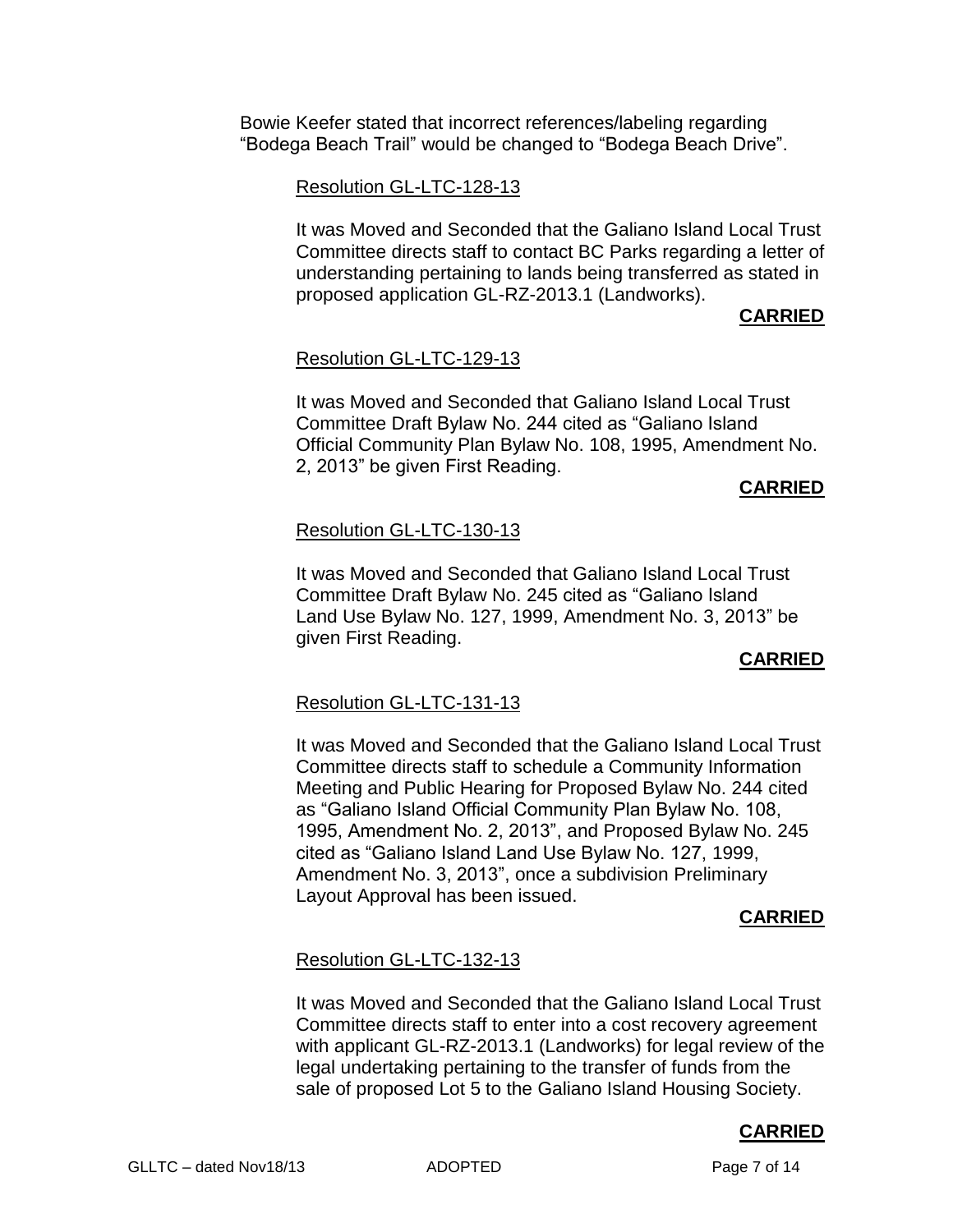Bowie Keefer stated that incorrect references/labeling regarding "Bodega Beach Trail" would be changed to "Bodega Beach Drive".

Resolution GL-LTC-128-13

It was Moved and Seconded that the Galiano Island Local Trust Committee directs staff to contact BC Parks regarding a letter of understanding pertaining to lands being transferred as stated in proposed application GL-RZ-2013.1 (Landworks).

**CARRIED**

Resolution GL-LTC-129-13

It was Moved and Seconded that Galiano Island Local Trust Committee Draft Bylaw No. 244 cited as "Galiano Island Official Community Plan Bylaw No. 108, 1995, Amendment No. 2, 2013" be given First Reading.

**CARRIED**

Resolution GL-LTC-130-13

It was Moved and Seconded that Galiano Island Local Trust Committee Draft Bylaw No. 245 cited as "Galiano Island Land Use Bylaw No. 127, 1999, Amendment No. 3, 2013" be given First Reading.

**CARRIED**

Resolution GL-LTC-131-13

It was Moved and Seconded that the Galiano Island Local Trust Committee directs staff to schedule a Community Information Meeting and Public Hearing for Proposed Bylaw No. 244 cited as "Galiano Island Official Community Plan Bylaw No. 108, 1995, Amendment No. 2, 2013", and Proposed Bylaw No. 245 cited as "Galiano Island Land Use Bylaw No. 127, 1999, Amendment No. 3, 2013", once a subdivision Preliminary Layout Approval has been issued.

**CARRIED**

Resolution GL-LTC-132-13

It was Moved and Seconded that the Galiano Island Local Trust Committee directs staff to enter into a cost recovery agreement with applicant GL-RZ-2013.1 (Landworks) for legal review of the legal undertaking pertaining to the transfer of funds from the sale of proposed Lot 5 to the Galiano Island Housing Society.

**CARRIED**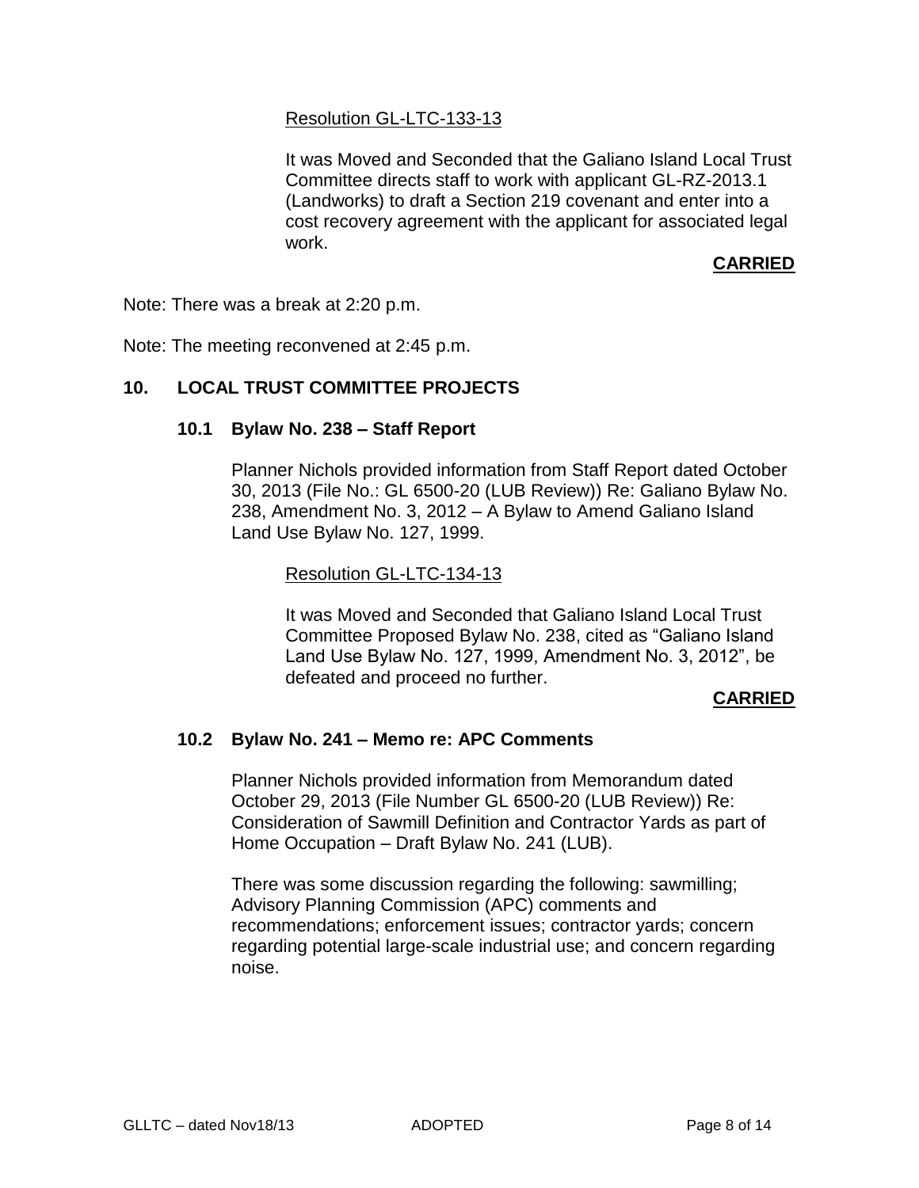Resolution GL-LTC-133-13

It was Moved and Seconded that the Galiano Island Local Trust Committee directs staff to work with applicant GL-RZ-2013.1 (Landworks) to draft a Section 219 covenant and enter into a cost recovery agreement with the applicant for associated legal work.

**CARRIED**

Note: There was a break at 2:20 p.m.

Note: The meeting reconvened at 2:45 p.m.

## 10. LOCAL TRUST COMMITTEE PROJECTS

### 10.1 Bylaw No. 238 – Staff Report

Planner Nichols provided information from Staff Report dated October 30, 2013 (File No.: GL 6500-20 (LUB Review)) Re: Galiano Bylaw No. 238, Amendment No. 3, 2012 – A Bylaw to Amend Galiano Island Land Use Bylaw No. 127, 1999.

Resolution GL-LTC-134-13

It was Moved and Seconded that Galiano Island Local Trust Committee Proposed Bylaw No. 238, cited as "Galiano Island Land Use Bylaw No. 127, 1999, Amendment No. 3, 2012", be defeated and proceed no further.

**CARRIED**

### 10.2 Bylaw No. 241 – Memo re: APC Comments

Planner Nichols provided information from Memorandum dated October 29, 2013 (File Number GL 6500-20 (LUB Review)) Re: Consideration of Sawmill Definition and Contractor Yards as part of Home Occupation – Draft Bylaw No. 241 (LUB).

There was some discussion regarding the following: sawmilling; Advisory Planning Commission (APC) comments and recommendations; enforcement issues; contractor yards; concern regarding potential large-scale industrial use; and concern regarding noise.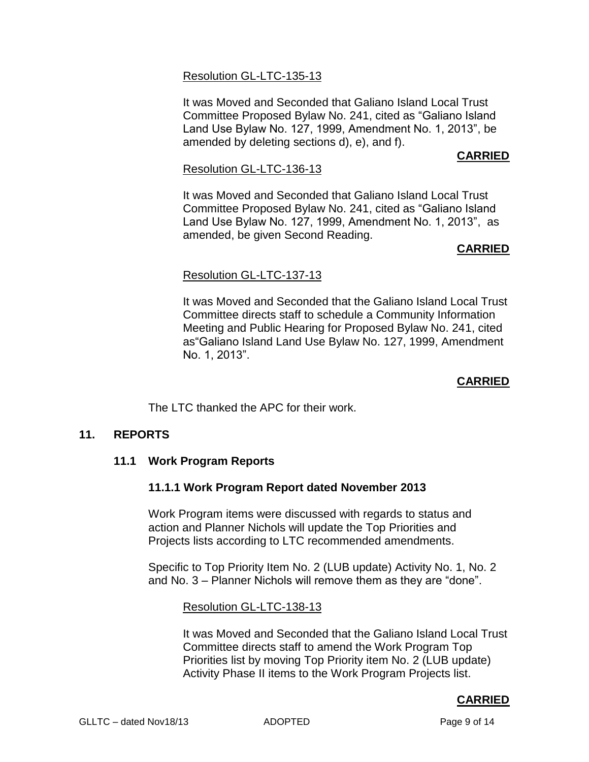Resolution GL-LTC-135-13

It was Moved and Seconded that Galiano Island Local Trust Committee Proposed Bylaw No. 241, cited as “Galiano Island Land Use Bylaw No. 127, 1999, Amendment No. 1, 2013”, be amended by deleting sections d), e), and f).

**CARRIED**

Resolution GL-LTC-136-13

It was Moved and Seconded that Galiano Island Local Trust Committee Proposed Bylaw No. 241, cited as “Galiano Island Land Use Bylaw No. 127, 1999, Amendment No. 1, 2013”, as amended, be given Second Reading.

**CARRIED**

Resolution GL-LTC-137-13

It was Moved and Seconded that the Galiano Island Local Trust Committee directs staff to schedule a Community Information Meeting and Public Hearing for Proposed Bylaw No. 241, cited as“Galiano Island Land Use Bylaw No. 127, 1999, Amendment No. 1, 2013”.

**CARRIED**

The LTC thanked the APC for their work.

## 11. REPORTS

### 11.1 Work Program Reports

#### 11.1.1 Work Program Report dated November 2013

Work Program items were discussed with regards to status and action and Planner Nichols will update the Top Priorities and Projects lists according to LTC recommended amendments.

Specific to Top Priority Item No. 2 (LUB update) Activity No. 1, No. 2 and No. 3 – Planner Nichols will remove them as they are “done”.

Resolution GL-LTC-138-13

It was Moved and Seconded that the Galiano Island Local Trust Committee directs staff to amend the Work Program Top Priorities list by moving Top Priority item No. 2 (LUB update) Activity Phase II items to the Work Program Projects list.

**CARRIED**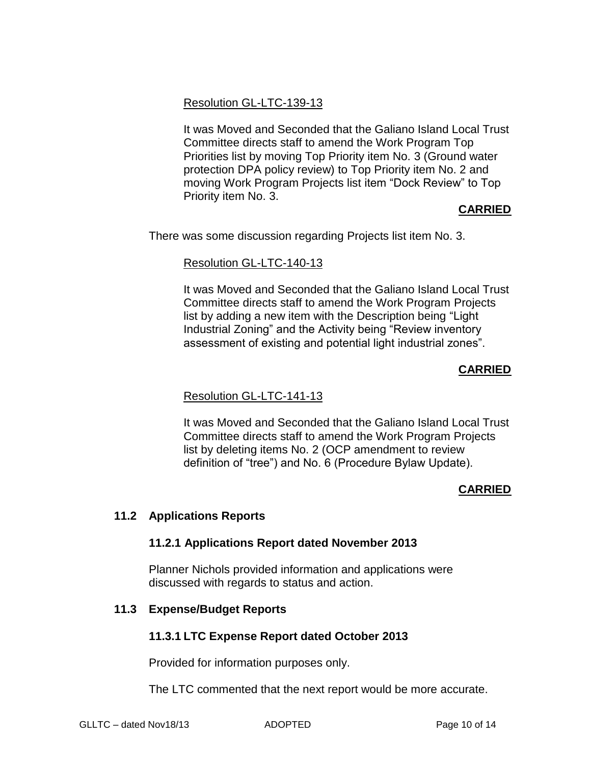Resolution GL-LTC-139-13

It was Moved and Seconded that the Galiano Island Local Trust Committee directs staff to amend the Work Program Top Priorities list by moving Top Priority item No. 3 (Ground water protection DPA policy review) to Top Priority item No. 2 and moving Work Program Projects list item "Dock Review" to Top Priority item No. 3.

**CARRIED**

There was some discussion regarding Projects list item No. 3.

Resolution GL-LTC-140-13

It was Moved and Seconded that the Galiano Island Local Trust Committee directs staff to amend the Work Program Projects list by adding a new item with the Description being "Light Industrial Zoning" and the Activity being "Review inventory assessment of existing and potential light industrial zones".

**CARRIED**

Resolution GL-LTC-141-13

It was Moved and Seconded that the Galiano Island Local Trust Committee directs staff to amend the Work Program Projects list by deleting items No. 2 (OCP amendment to review definition of "tree") and No. 6 (Procedure Bylaw Update).

**CARRIED**

## 11.2 Applications Reports

### 11.2.1 Applications Report dated November 2013

Planner Nichols provided information and applications were discussed with regards to status and action.

## 11.3 Expense/Budget Reports

### 11.3.1 LTC Expense Report dated October 2013

Provided for information purposes only.

The LTC commented that the next report would be more accurate.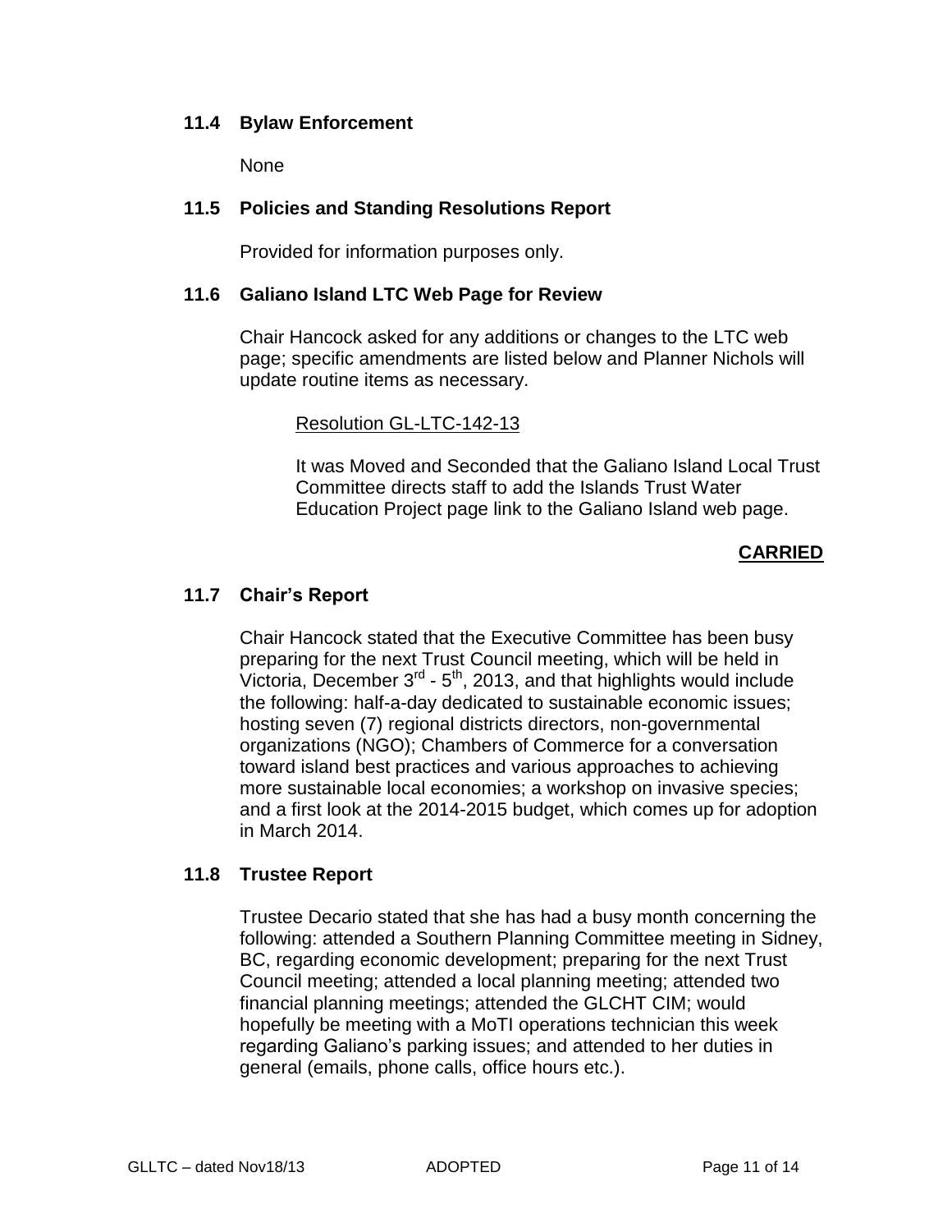### 11.4 Bylaw Enforcement

None

### 11.5 Policies and Standing Resolutions Report

Provided for information purposes only.

### 11.6 Galiano Island LTC Web Page for Review

Chair Hancock asked for any additions or changes to the LTC web page; specific amendments are listed below and Planner Nichols will update routine items as necessary.

Resolution GL-LTC-142-13

It was Moved and Seconded that the Galiano Island Local Trust Committee directs staff to add the Islands Trust Water Education Project page link to the Galiano Island web page.

**CARRIED**

### 11.7 Chair's Report

Chair Hancock stated that the Executive Committee has been busy preparing for the next Trust Council meeting, which will be held in Victoria, December 3rd - 5th, 2013, and that highlights would include the following: half-a-day dedicated to sustainable economic issues; hosting seven (7) regional districts directors, non-governmental organizations (NGO); Chambers of Commerce for a conversation toward island best practices and various approaches to achieving more sustainable local economies; a workshop on invasive species; and a first look at the 2014-2015 budget, which comes up for adoption in March 2014.

### 11.8 Trustee Report

Trustee Decario stated that she has had a busy month concerning the following: attended a Southern Planning Committee meeting in Sidney, BC, regarding economic development; preparing for the next Trust Council meeting; attended a local planning meeting; attended two financial planning meetings; attended the GLCHT CIM; would hopefully be meeting with a MoTI operations technician this week regarding Galiano's parking issues; and attended to her duties in general (emails, phone calls, office hours etc.).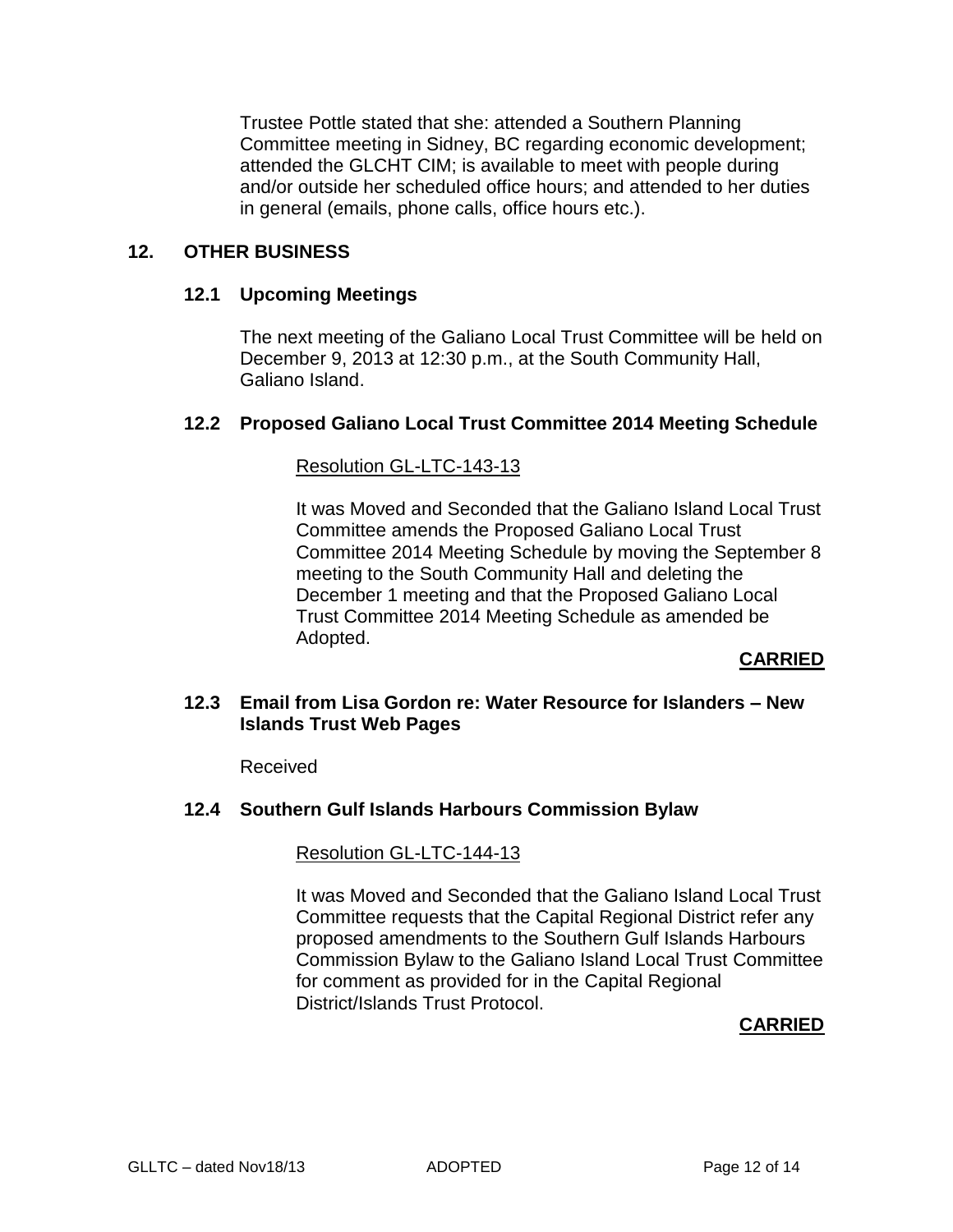Trustee Pottle stated that she: attended a Southern Planning Committee meeting in Sidney, BC regarding economic development; attended the GLCHT CIM; is available to meet with people during and/or outside her scheduled office hours; and attended to her duties in general (emails, phone calls, office hours etc.).

## 12. OTHER BUSINESS

### 12.1 Upcoming Meetings

The next meeting of the Galiano Local Trust Committee will be held on December 9, 2013 at 12:30 p.m., at the South Community Hall, Galiano Island.

### 12.2 Proposed Galiano Local Trust Committee 2014 Meeting Schedule

Resolution GL-LTC-143-13

It was Moved and Seconded that the Galiano Island Local Trust Committee amends the Proposed Galiano Local Trust Committee 2014 Meeting Schedule by moving the September 8 meeting to the South Community Hall and deleting the December 1 meeting and that the Proposed Galiano Local Trust Committee 2014 Meeting Schedule as amended be Adopted.

**CARRIED**

### 12.3 Email from Lisa Gordon re: Water Resource for Islanders – New Islands Trust Web Pages

Received

### 12.4 Southern Gulf Islands Harbours Commission Bylaw

Resolution GL-LTC-144-13

It was Moved and Seconded that the Galiano Island Local Trust Committee requests that the Capital Regional District refer any proposed amendments to the Southern Gulf Islands Harbours Commission Bylaw to the Galiano Island Local Trust Committee for comment as provided for in the Capital Regional District/Islands Trust Protocol.

**CARRIED**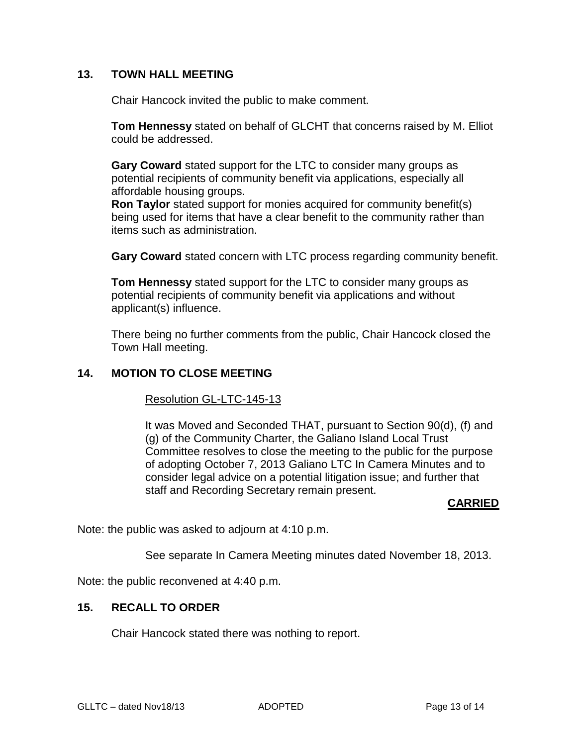## 13. TOWN HALL MEETING

Chair Hancock invited the public to make comment.

**Tom Hennessy** stated on behalf of GLCHT that concerns raised by M. Elliot could be addressed.

**Gary Coward** stated support for the LTC to consider many groups as potential recipients of community benefit via applications, especially all affordable housing groups.

**Ron Taylor** stated support for monies acquired for community benefit(s) being used for items that have a clear benefit to the community rather than items such as administration.

**Gary Coward** stated concern with LTC process regarding community benefit.

**Tom Hennessy** stated support for the LTC to consider many groups as potential recipients of community benefit via applications and without applicant(s) influence.

There being no further comments from the public, Chair Hancock closed the Town Hall meeting.

## 14. MOTION TO CLOSE MEETING

Resolution GL-LTC-145-13

It was Moved and Seconded THAT, pursuant to Section 90(d), (f) and (g) of the Community Charter, the Galiano Island Local Trust Committee resolves to close the meeting to the public for the purpose of adopting October 7, 2013 Galiano LTC In Camera Minutes and to consider legal advice on a potential litigation issue; and further that staff and Recording Secretary remain present.

**CARRIED**

Note: the public was asked to adjourn at 4:10 p.m.

See separate In Camera Meeting minutes dated November 18, 2013.

Note: the public reconvened at 4:40 p.m.

## 15. RECALL TO ORDER

Chair Hancock stated there was nothing to report.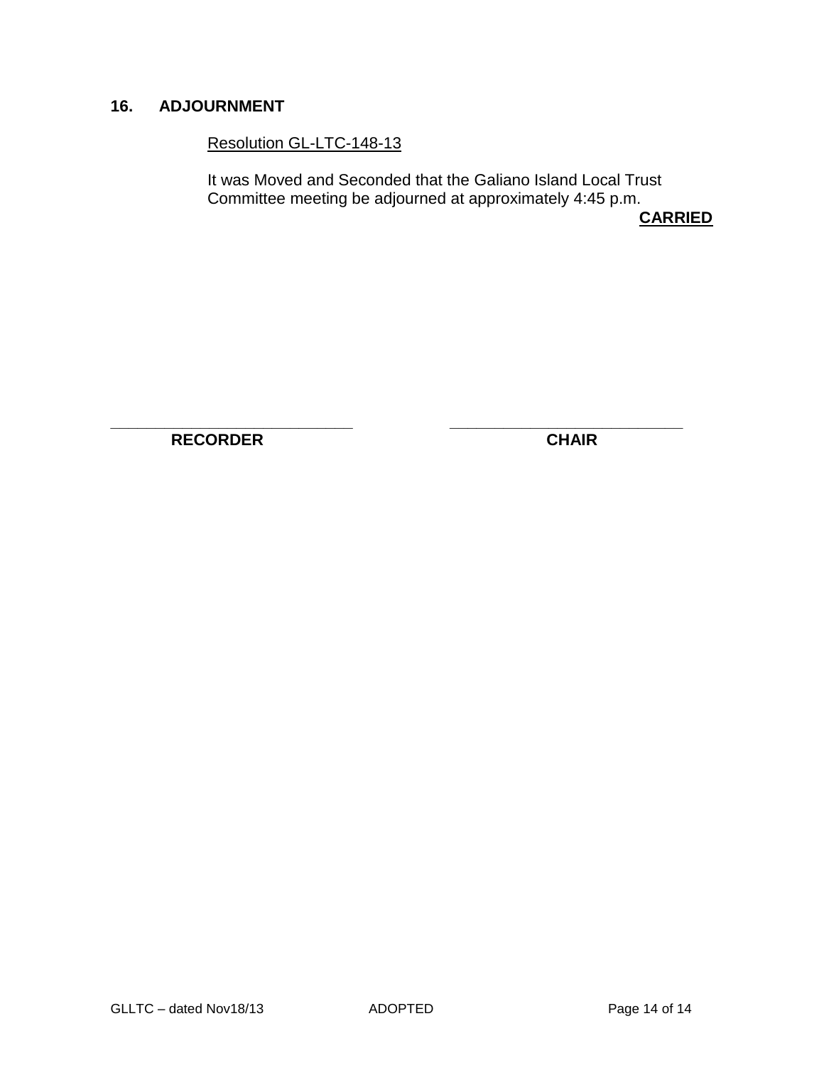## 16. ADJOURNMENT

Resolution GL-LTC-148-13

It was Moved and Seconded that the Galiano Island Local Trust Committee meeting be adjourned at approximately 4:45 p.m.

**CARRIED**

\_\_\_\_\_\_\_\_\_\_\_\_\_\_\_\_\_\_\_\_\_\_\_\_\_\_\_\_\_\_
**RECORDER**

\_\_\_\_\_\_\_\_\_\_\_\_\_\_\_\_\_\_\_\_\_\_\_\_\_\_\_\_\_\_
**CHAIR**